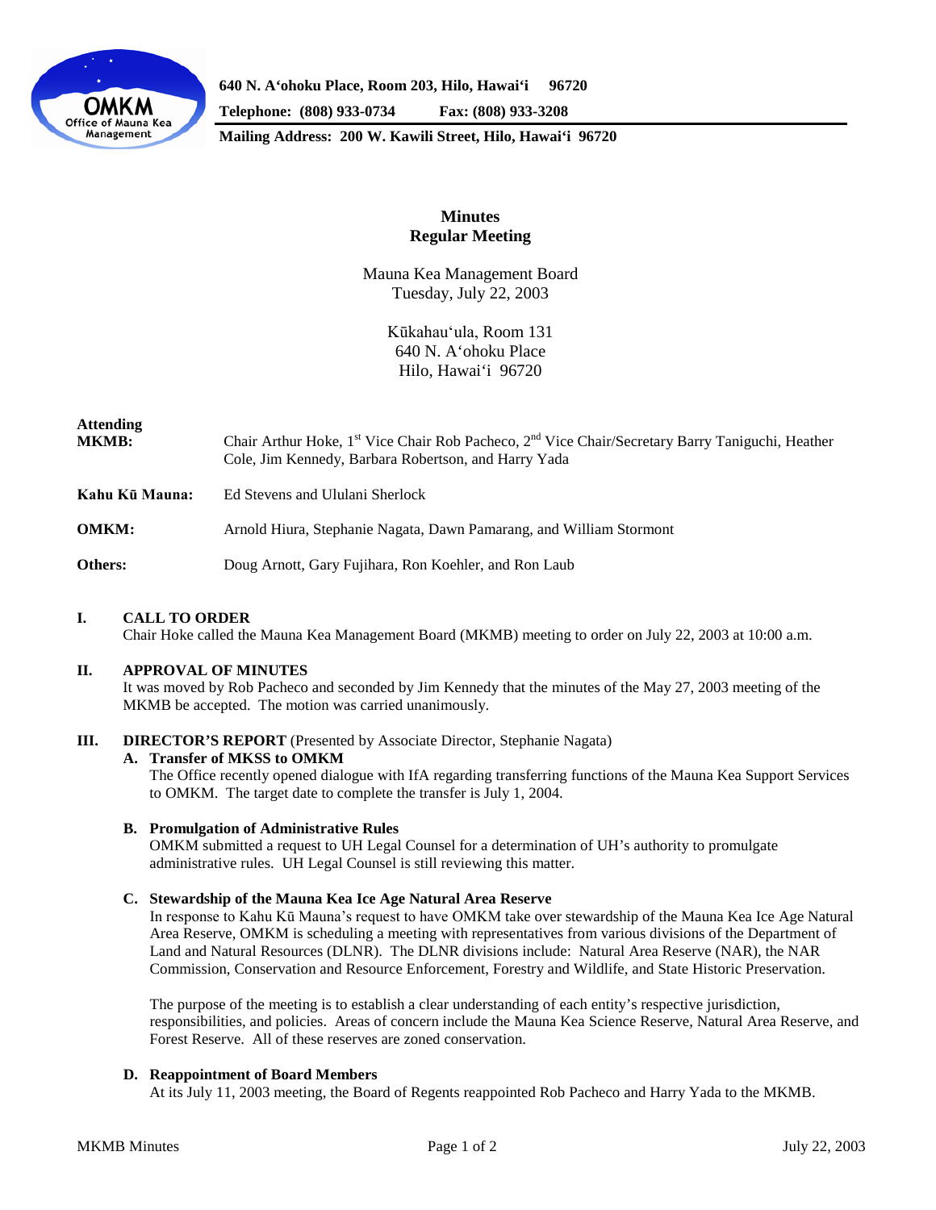640 N. Aʻohoku Place, Room 203, Hilo, Hawaiʻi 96720

Telephone: (808) 933-0734 Fax: (808) 933-3208

Mailing Address: 200 W. Kawili Street, Hilo, Hawaiʻi 96720

# Minutes
## Regular Meeting

Mauna Kea Management Board
Tuesday, July 22, 2003

Kūkahauʻula, Room 131
640 N. Aʻohoku Place
Hilo, Hawaiʻi 96720

**Attending**

**MKMB:** Chair Arthur Hoke, 1st Vice Chair Rob Pacheco, 2nd Vice Chair/Secretary Barry Taniguchi, Heather Cole, Jim Kennedy, Barbara Robertson, and Harry Yada

**Kahu Kū Mauna:** Ed Stevens and Ululani Sherlock

**OMKM:** Arnold Hiura, Stephanie Nagata, Dawn Pamarang, and William Stormont

**Others:** Doug Arnott, Gary Fujihara, Ron Koehler, and Ron Laub

## I. CALL TO ORDER

Chair Hoke called the Mauna Kea Management Board (MKMB) meeting to order on July 22, 2003 at 10:00 a.m.

## II. APPROVAL OF MINUTES

It was moved by Rob Pacheco and seconded by Jim Kennedy that the minutes of the May 27, 2003 meeting of the MKMB be accepted. The motion was carried unanimously.

## III. DIRECTOR'S REPORT (Presented by Associate Director, Stephanie Nagata)

### A. Transfer of MKSS to OMKM

The Office recently opened dialogue with IfA regarding transferring functions of the Mauna Kea Support Services to OMKM. The target date to complete the transfer is July 1, 2004.

### B. Promulgation of Administrative Rules

OMKM submitted a request to UH Legal Counsel for a determination of UH's authority to promulgate administrative rules. UH Legal Counsel is still reviewing this matter.

### C. Stewardship of the Mauna Kea Ice Age Natural Area Reserve

In response to Kahu Kū Mauna's request to have OMKM take over stewardship of the Mauna Kea Ice Age Natural Area Reserve, OMKM is scheduling a meeting with representatives from various divisions of the Department of Land and Natural Resources (DLNR). The DLNR divisions include: Natural Area Reserve (NAR), the NAR Commission, Conservation and Resource Enforcement, Forestry and Wildlife, and State Historic Preservation.

The purpose of the meeting is to establish a clear understanding of each entity's respective jurisdiction, responsibilities, and policies. Areas of concern include the Mauna Kea Science Reserve, Natural Area Reserve, and Forest Reserve. All of these reserves are zoned conservation.

### D. Reappointment of Board Members

At its July 11, 2003 meeting, the Board of Regents reappointed Rob Pacheco and Harry Yada to the MKMB.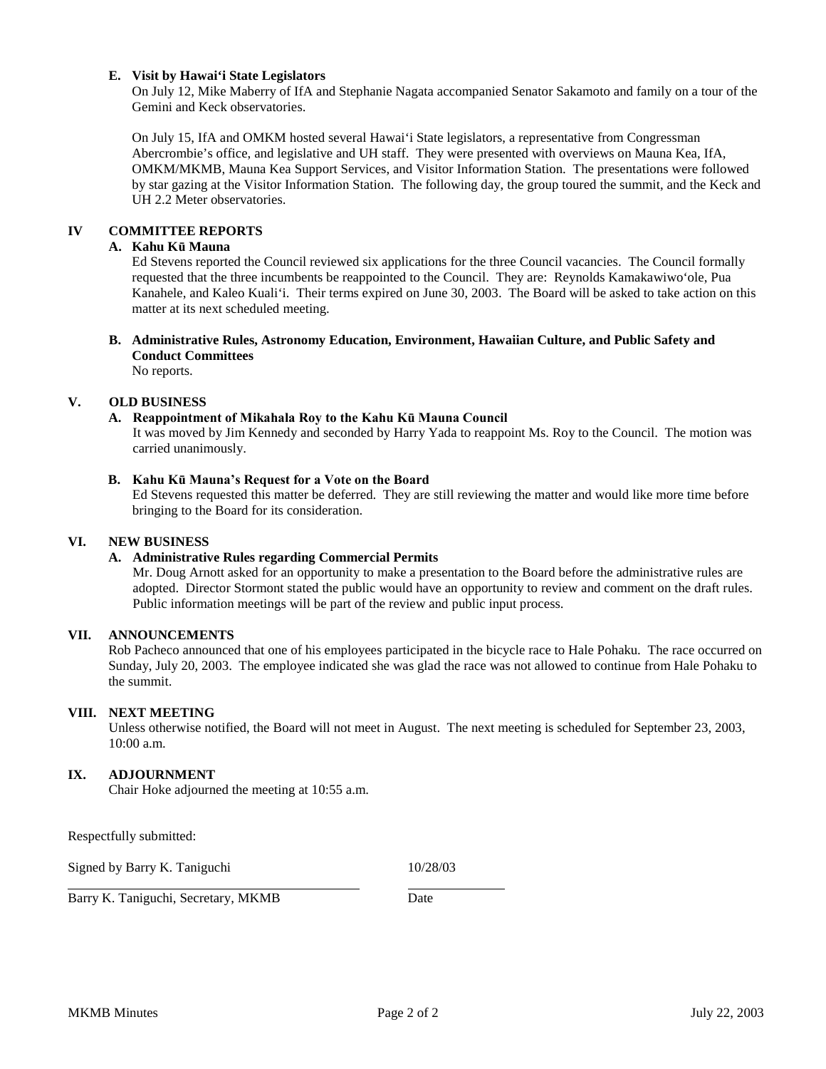**E. Visit by Hawai'i State Legislators**

On July 12, Mike Maberry of IfA and Stephanie Nagata accompanied Senator Sakamoto and family on a tour of the Gemini and Keck observatories.

On July 15, IfA and OMKM hosted several Hawai'i State legislators, a representative from Congressman Abercrombie's office, and legislative and UH staff. They were presented with overviews on Mauna Kea, IfA, OMKM/MKMB, Mauna Kea Support Services, and Visitor Information Station. The presentations were followed by star gazing at the Visitor Information Station. The following day, the group toured the summit, and the Keck and UH 2.2 Meter observatories.

## IV COMMITTEE REPORTS

**A. Kahu Kū Mauna**

Ed Stevens reported the Council reviewed six applications for the three Council vacancies. The Council formally requested that the three incumbents be reappointed to the Council. They are: Reynolds Kamakawiwo'ole, Pua Kanahele, and Kaleo Kuali'i. Their terms expired on June 30, 2003. The Board will be asked to take action on this matter at its next scheduled meeting.

**B. Administrative Rules, Astronomy Education, Environment, Hawaiian Culture, and Public Safety and Conduct Committees**

No reports.

## V. OLD BUSINESS

**A. Reappointment of Mikahala Roy to the Kahu Kū Mauna Council**

It was moved by Jim Kennedy and seconded by Harry Yada to reappoint Ms. Roy to the Council. The motion was carried unanimously.

**B. Kahu Kū Mauna's Request for a Vote on the Board**

Ed Stevens requested this matter be deferred. They are still reviewing the matter and would like more time before bringing to the Board for its consideration.

## VI. NEW BUSINESS

**A. Administrative Rules regarding Commercial Permits**

Mr. Doug Arnott asked for an opportunity to make a presentation to the Board before the administrative rules are adopted. Director Stormont stated the public would have an opportunity to review and comment on the draft rules. Public information meetings will be part of the review and public input process.

## VII. ANNOUNCEMENTS

Rob Pacheco announced that one of his employees participated in the bicycle race to Hale Pohaku. The race occurred on Sunday, July 20, 2003. The employee indicated she was glad the race was not allowed to continue from Hale Pohaku to the summit.

## VIII. NEXT MEETING

Unless otherwise notified, the Board will not meet in August. The next meeting is scheduled for September 23, 2003, 10:00 a.m.

## IX. ADJOURNMENT

Chair Hoke adjourned the meeting at 10:55 a.m.

Respectfully submitted:

Signed by Barry K. Taniguchi 10/28/03

Barry K. Taniguchi, Secretary, MKMB Date